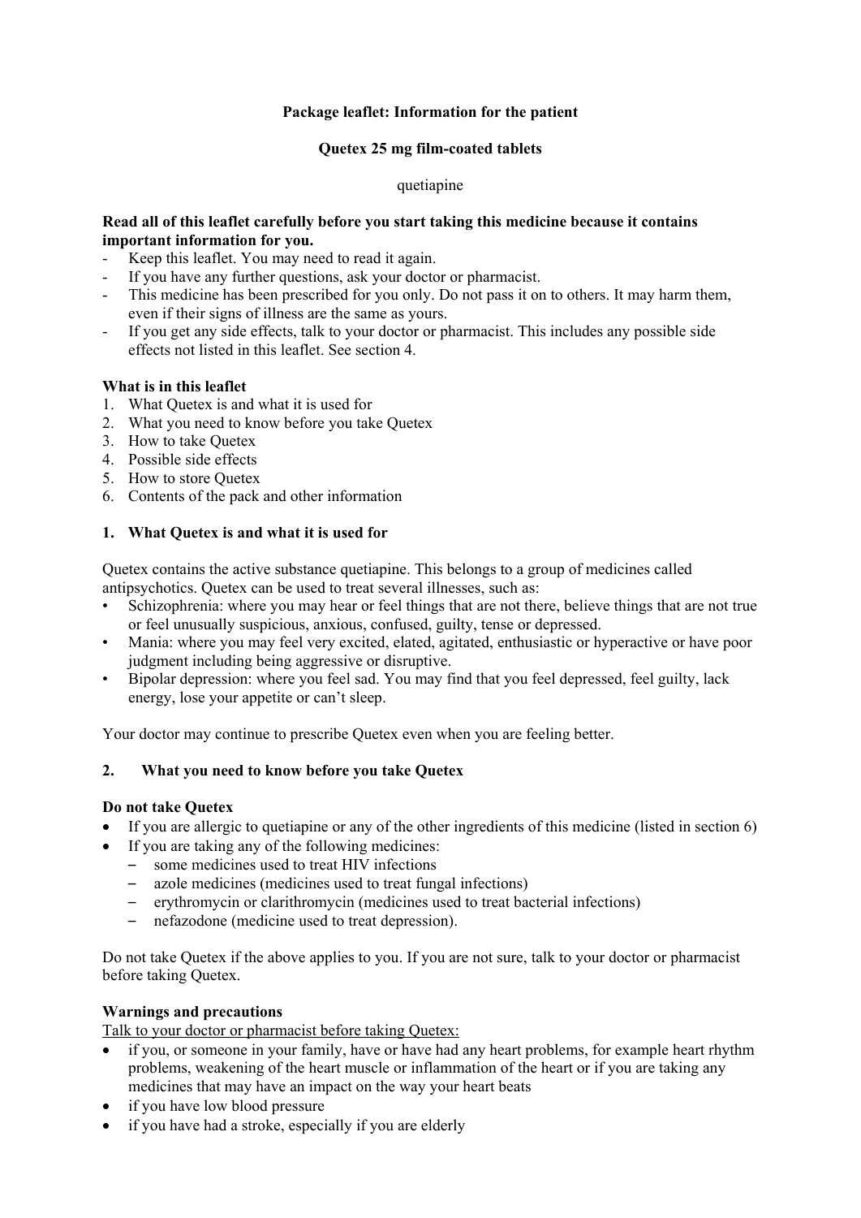**Package leaflet: Information for the patient**

**Quetex 25 mg film-coated tablets**

quetiapine

**Read all of this leaflet carefully before you start taking this medicine because it contains important information for you.**

- Keep this leaflet. You may need to read it again.
- If you have any further questions, ask your doctor or pharmacist.
- This medicine has been prescribed for you only. Do not pass it on to others. It may harm them, even if their signs of illness are the same as yours.
- If you get any side effects, talk to your doctor or pharmacist. This includes any possible side effects not listed in this leaflet. See section 4.

**What is in this leaflet**

1. What Quetex is and what it is used for
2. What you need to know before you take Quetex
3. How to take Quetex
4. Possible side effects
5. How to store Quetex
6. Contents of the pack and other information

## 1. What Quetex is and what it is used for

Quetex contains the active substance quetiapine. This belongs to a group of medicines called antipsychotics. Quetex can be used to treat several illnesses, such as:

- Schizophrenia: where you may hear or feel things that are not there, believe things that are not true or feel unusually suspicious, anxious, confused, guilty, tense or depressed.
- Mania: where you may feel very excited, elated, agitated, enthusiastic or hyperactive or have poor judgment including being aggressive or disruptive.
- Bipolar depression: where you feel sad. You may find that you feel depressed, feel guilty, lack energy, lose your appetite or can't sleep.

Your doctor may continue to prescribe Quetex even when you are feeling better.

## 2. What you need to know before you take Quetex

**Do not take Quetex**

- If you are allergic to quetiapine or any of the other ingredients of this medicine (listed in section 6)
- If you are taking any of the following medicines:
  - some medicines used to treat HIV infections
  - azole medicines (medicines used to treat fungal infections)
  - erythromycin or clarithromycin (medicines used to treat bacterial infections)
  - nefazodone (medicine used to treat depression).

Do not take Quetex if the above applies to you. If you are not sure, talk to your doctor or pharmacist before taking Quetex.

**Warnings and precautions**

Talk to your doctor or pharmacist before taking Quetex:

- if you, or someone in your family, have or have had any heart problems, for example heart rhythm problems, weakening of the heart muscle or inflammation of the heart or if you are taking any medicines that may have an impact on the way your heart beats
- if you have low blood pressure
- if you have had a stroke, especially if you are elderly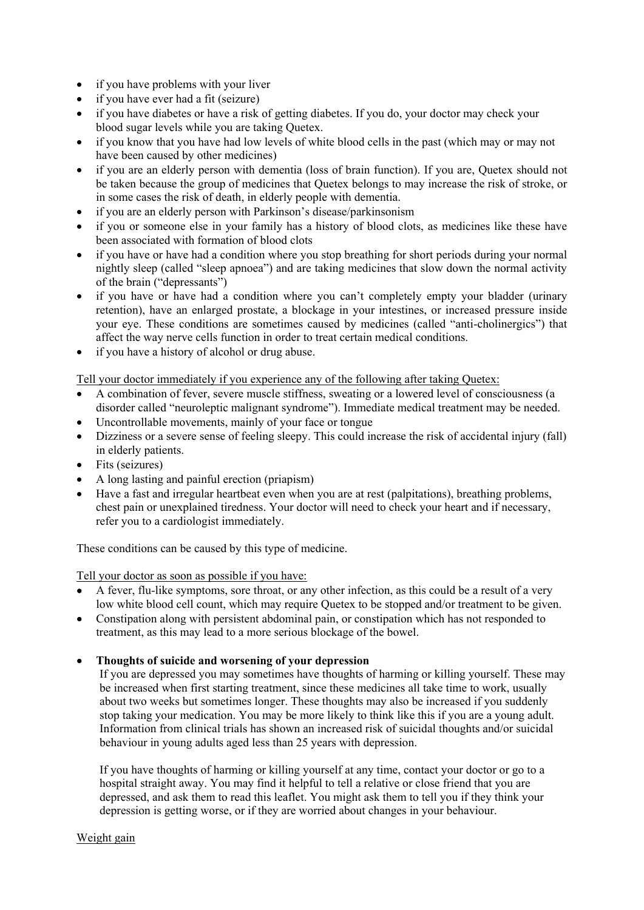- if you have problems with your liver
- if you have ever had a fit (seizure)
- if you have diabetes or have a risk of getting diabetes. If you do, your doctor may check your blood sugar levels while you are taking Quetex.
- if you know that you have had low levels of white blood cells in the past (which may or may not have been caused by other medicines)
- if you are an elderly person with dementia (loss of brain function). If you are, Quetex should not be taken because the group of medicines that Quetex belongs to may increase the risk of stroke, or in some cases the risk of death, in elderly people with dementia.
- if you are an elderly person with Parkinson's disease/parkinsonism
- if you or someone else in your family has a history of blood clots, as medicines like these have been associated with formation of blood clots
- if you have or have had a condition where you stop breathing for short periods during your normal nightly sleep (called "sleep apnoea") and are taking medicines that slow down the normal activity of the brain ("depressants")
- if you have or have had a condition where you can't completely empty your bladder (urinary retention), have an enlarged prostate, a blockage in your intestines, or increased pressure inside your eye. These conditions are sometimes caused by medicines (called "anti-cholinergics") that affect the way nerve cells function in order to treat certain medical conditions.
- if you have a history of alcohol or drug abuse.

Tell your doctor immediately if you experience any of the following after taking Quetex:

- A combination of fever, severe muscle stiffness, sweating or a lowered level of consciousness (a disorder called "neuroleptic malignant syndrome"). Immediate medical treatment may be needed.
- Uncontrollable movements, mainly of your face or tongue
- Dizziness or a severe sense of feeling sleepy. This could increase the risk of accidental injury (fall) in elderly patients.
- Fits (seizures)
- A long lasting and painful erection (priapism)
- Have a fast and irregular heartbeat even when you are at rest (palpitations), breathing problems, chest pain or unexplained tiredness. Your doctor will need to check your heart and if necessary, refer you to a cardiologist immediately.

These conditions can be caused by this type of medicine.

Tell your doctor as soon as possible if you have:

- A fever, flu-like symptoms, sore throat, or any other infection, as this could be a result of a very low white blood cell count, which may require Quetex to be stopped and/or treatment to be given.
- Constipation along with persistent abdominal pain, or constipation which has not responded to treatment, as this may lead to a more serious blockage of the bowel.
- **Thoughts of suicide and worsening of your depression**

  If you are depressed you may sometimes have thoughts of harming or killing yourself. These may be increased when first starting treatment, since these medicines all take time to work, usually about two weeks but sometimes longer. These thoughts may also be increased if you suddenly stop taking your medication. You may be more likely to think like this if you are a young adult. Information from clinical trials has shown an increased risk of suicidal thoughts and/or suicidal behaviour in young adults aged less than 25 years with depression.

  If you have thoughts of harming or killing yourself at any time, contact your doctor or go to a hospital straight away. You may find it helpful to tell a relative or close friend that you are depressed, and ask them to read this leaflet. You might ask them to tell you if they think your depression is getting worse, or if they are worried about changes in your behaviour.

Weight gain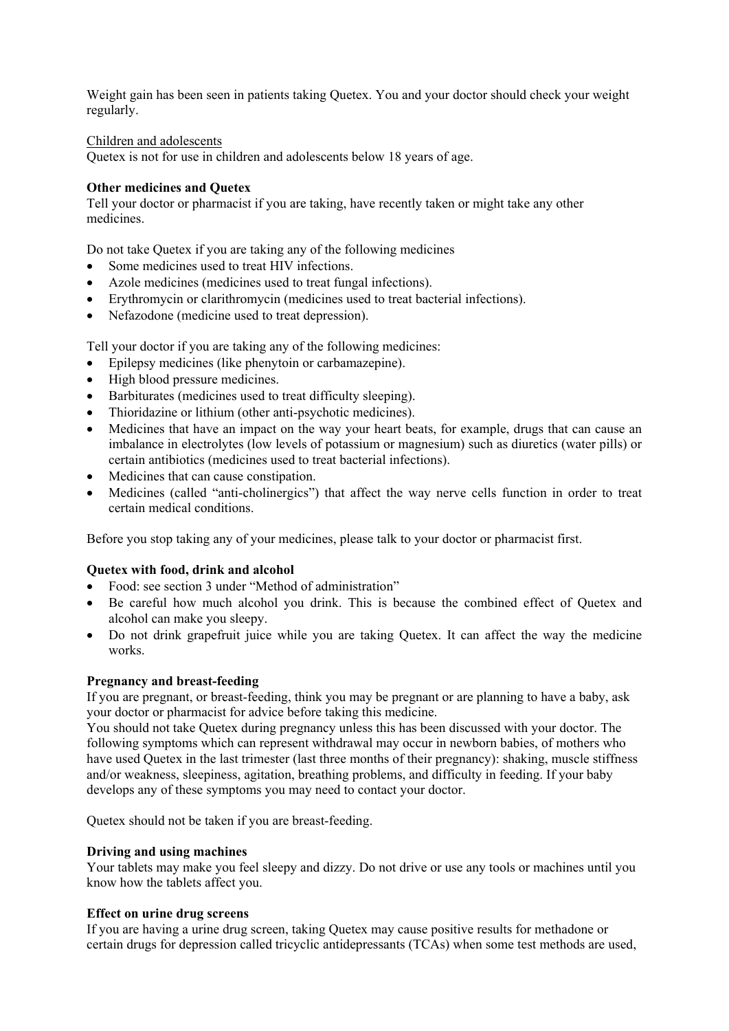Weight gain has been seen in patients taking Quetex. You and your doctor should check your weight regularly.

Children and adolescents

Quetex is not for use in children and adolescents below 18 years of age.

**Other medicines and Quetex**

Tell your doctor or pharmacist if you are taking, have recently taken or might take any other medicines.

Do not take Quetex if you are taking any of the following medicines

- Some medicines used to treat HIV infections.
- Azole medicines (medicines used to treat fungal infections).
- Erythromycin or clarithromycin (medicines used to treat bacterial infections).
- Nefazodone (medicine used to treat depression).

Tell your doctor if you are taking any of the following medicines:

- Epilepsy medicines (like phenytoin or carbamazepine).
- High blood pressure medicines.
- Barbiturates (medicines used to treat difficulty sleeping).
- Thioridazine or lithium (other anti-psychotic medicines).
- Medicines that have an impact on the way your heart beats, for example, drugs that can cause an imbalance in electrolytes (low levels of potassium or magnesium) such as diuretics (water pills) or certain antibiotics (medicines used to treat bacterial infections).
- Medicines that can cause constipation.
- Medicines (called "anti-cholinergics") that affect the way nerve cells function in order to treat certain medical conditions.

Before you stop taking any of your medicines, please talk to your doctor or pharmacist first.

**Quetex with food, drink and alcohol**

- Food: see section 3 under "Method of administration"
- Be careful how much alcohol you drink. This is because the combined effect of Quetex and alcohol can make you sleepy.
- Do not drink grapefruit juice while you are taking Quetex. It can affect the way the medicine works.

**Pregnancy and breast-feeding**

If you are pregnant, or breast-feeding, think you may be pregnant or are planning to have a baby, ask your doctor or pharmacist for advice before taking this medicine.
You should not take Quetex during pregnancy unless this has been discussed with your doctor. The following symptoms which can represent withdrawal may occur in newborn babies, of mothers who have used Quetex in the last trimester (last three months of their pregnancy): shaking, muscle stiffness and/or weakness, sleepiness, agitation, breathing problems, and difficulty in feeding. If your baby develops any of these symptoms you may need to contact your doctor.

Quetex should not be taken if you are breast-feeding.

**Driving and using machines**

Your tablets may make you feel sleepy and dizzy. Do not drive or use any tools or machines until you know how the tablets affect you.

**Effect on urine drug screens**

If you are having a urine drug screen, taking Quetex may cause positive results for methadone or certain drugs for depression called tricyclic antidepressants (TCAs) when some test methods are used,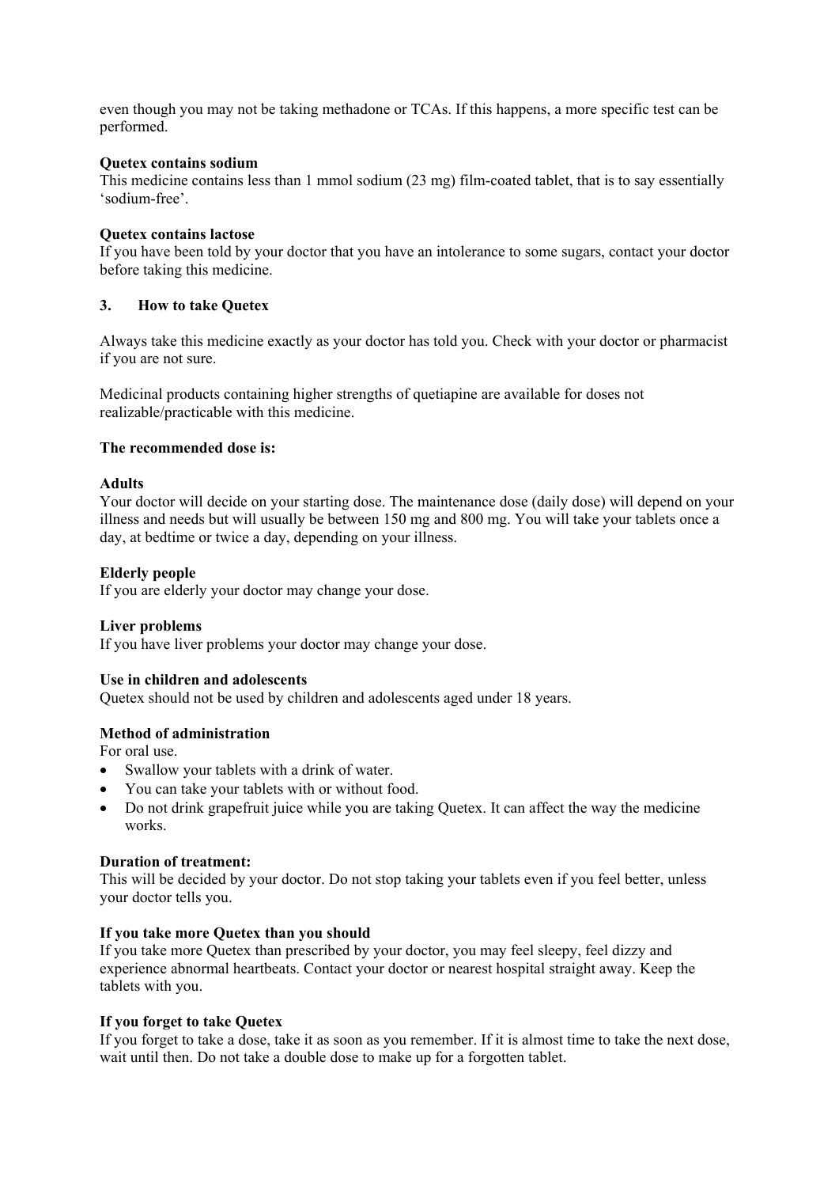even though you may not be taking methadone or TCAs. If this happens, a more specific test can be performed.

**Quetex contains sodium**
This medicine contains less than 1 mmol sodium (23 mg) film-coated tablet, that is to say essentially 'sodium-free'.

**Quetex contains lactose**
If you have been told by your doctor that you have an intolerance to some sugars, contact your doctor before taking this medicine.

## 3. How to take Quetex

Always take this medicine exactly as your doctor has told you. Check with your doctor or pharmacist if you are not sure.

Medicinal products containing higher strengths of quetiapine are available for doses not realizable/practicable with this medicine.

**The recommended dose is:**

**Adults**
Your doctor will decide on your starting dose. The maintenance dose (daily dose) will depend on your illness and needs but will usually be between 150 mg and 800 mg. You will take your tablets once a day, at bedtime or twice a day, depending on your illness.

**Elderly people**
If you are elderly your doctor may change your dose.

**Liver problems**
If you have liver problems your doctor may change your dose.

**Use in children and adolescents**
Quetex should not be used by children and adolescents aged under 18 years.

**Method of administration**
For oral use.

- Swallow your tablets with a drink of water.
- You can take your tablets with or without food.
- Do not drink grapefruit juice while you are taking Quetex. It can affect the way the medicine works.

**Duration of treatment:**
This will be decided by your doctor. Do not stop taking your tablets even if you feel better, unless your doctor tells you.

**If you take more Quetex than you should**
If you take more Quetex than prescribed by your doctor, you may feel sleepy, feel dizzy and experience abnormal heartbeats. Contact your doctor or nearest hospital straight away. Keep the tablets with you.

**If you forget to take Quetex**
If you forget to take a dose, take it as soon as you remember. If it is almost time to take the next dose, wait until then. Do not take a double dose to make up for a forgotten tablet.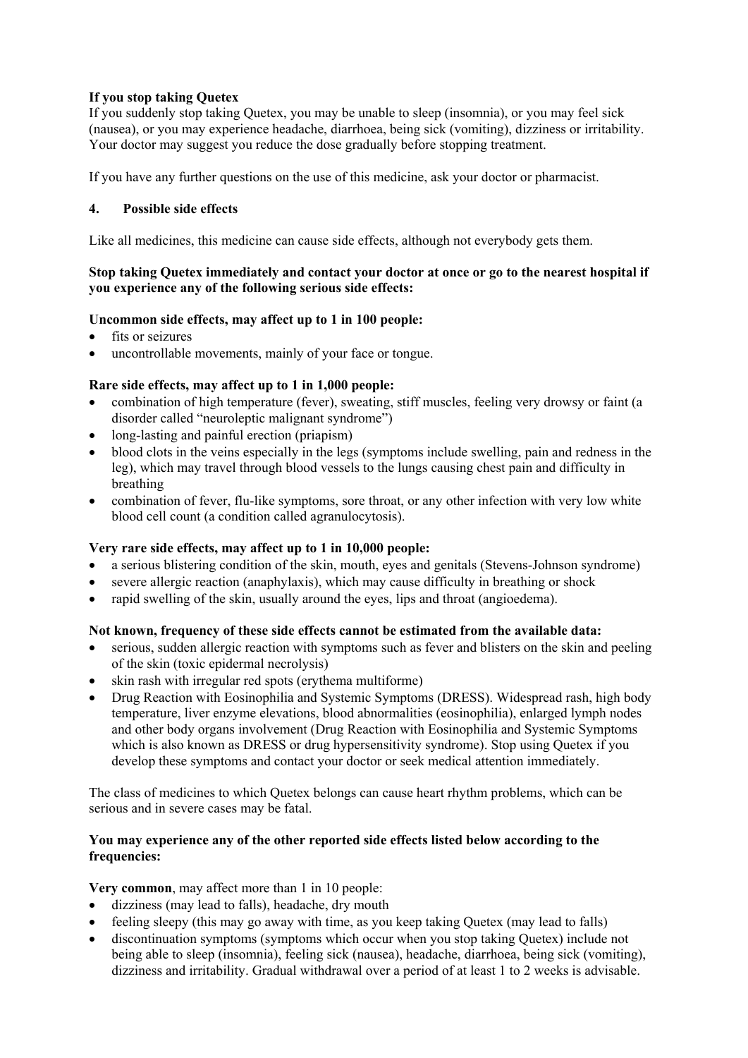**If you stop taking Quetex**

If you suddenly stop taking Quetex, you may be unable to sleep (insomnia), or you may feel sick (nausea), or you may experience headache, diarrhoea, being sick (vomiting), dizziness or irritability. Your doctor may suggest you reduce the dose gradually before stopping treatment.

If you have any further questions on the use of this medicine, ask your doctor or pharmacist.

## 4. Possible side effects

Like all medicines, this medicine can cause side effects, although not everybody gets them.

**Stop taking Quetex immediately and contact your doctor at once or go to the nearest hospital if you experience any of the following serious side effects:**

**Uncommon side effects, may affect up to 1 in 100 people:**

- fits or seizures
- uncontrollable movements, mainly of your face or tongue.

**Rare side effects, may affect up to 1 in 1,000 people:**

- combination of high temperature (fever), sweating, stiff muscles, feeling very drowsy or faint (a disorder called "neuroleptic malignant syndrome")
- long-lasting and painful erection (priapism)
- blood clots in the veins especially in the legs (symptoms include swelling, pain and redness in the leg), which may travel through blood vessels to the lungs causing chest pain and difficulty in breathing
- combination of fever, flu-like symptoms, sore throat, or any other infection with very low white blood cell count (a condition called agranulocytosis).

**Very rare side effects, may affect up to 1 in 10,000 people:**

- a serious blistering condition of the skin, mouth, eyes and genitals (Stevens-Johnson syndrome)
- severe allergic reaction (anaphylaxis), which may cause difficulty in breathing or shock
- rapid swelling of the skin, usually around the eyes, lips and throat (angioedema).

**Not known, frequency of these side effects cannot be estimated from the available data:**

- serious, sudden allergic reaction with symptoms such as fever and blisters on the skin and peeling of the skin (toxic epidermal necrolysis)
- skin rash with irregular red spots (erythema multiforme)
- Drug Reaction with Eosinophilia and Systemic Symptoms (DRESS). Widespread rash, high body temperature, liver enzyme elevations, blood abnormalities (eosinophilia), enlarged lymph nodes and other body organs involvement (Drug Reaction with Eosinophilia and Systemic Symptoms which is also known as DRESS or drug hypersensitivity syndrome). Stop using Quetex if you develop these symptoms and contact your doctor or seek medical attention immediately.

The class of medicines to which Quetex belongs can cause heart rhythm problems, which can be serious and in severe cases may be fatal.

**You may experience any of the other reported side effects listed below according to the frequencies:**

**Very common**, may affect more than 1 in 10 people:

- dizziness (may lead to falls), headache, dry mouth
- feeling sleepy (this may go away with time, as you keep taking Quetex (may lead to falls)
- discontinuation symptoms (symptoms which occur when you stop taking Quetex) include not being able to sleep (insomnia), feeling sick (nausea), headache, diarrhoea, being sick (vomiting), dizziness and irritability. Gradual withdrawal over a period of at least 1 to 2 weeks is advisable.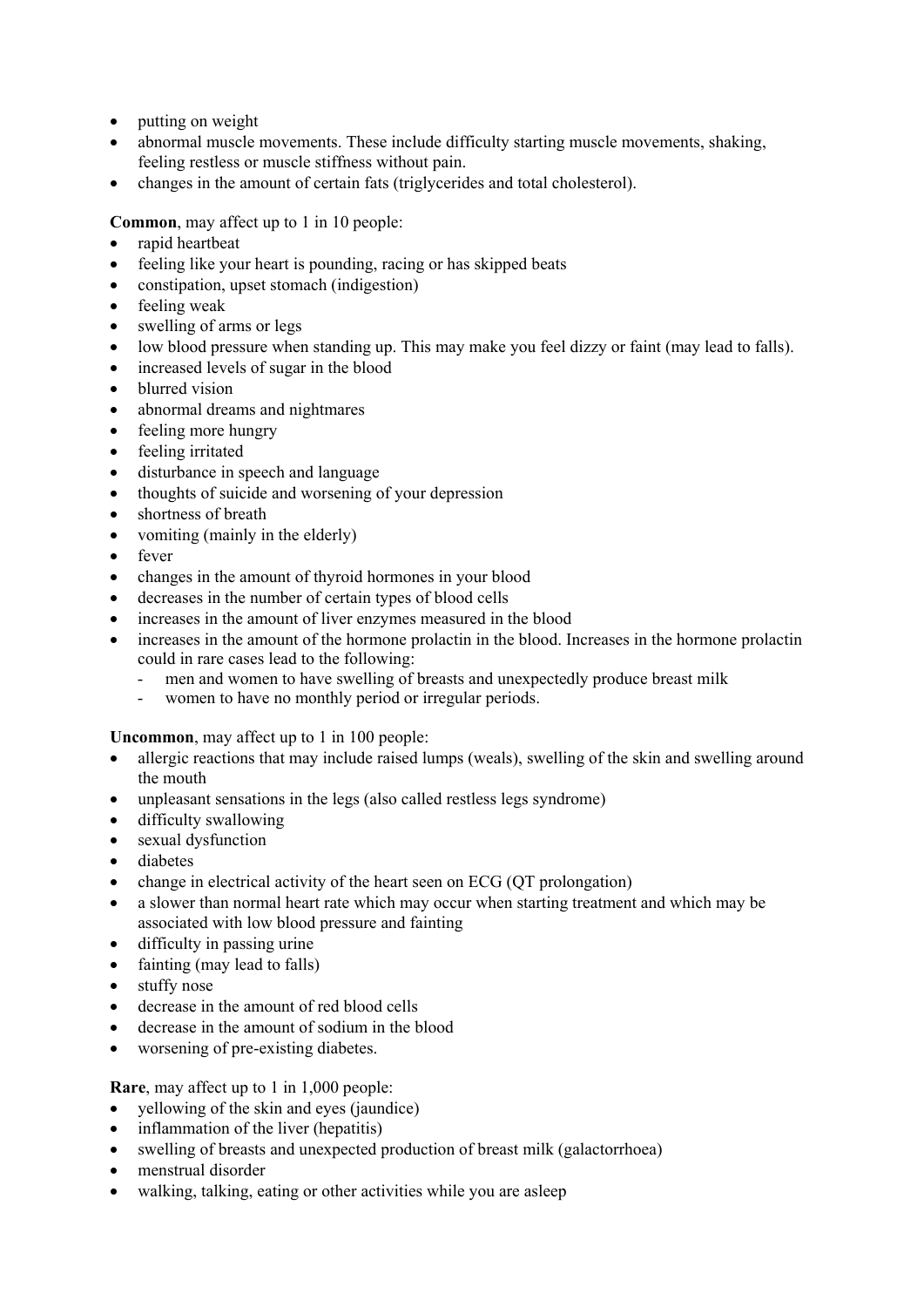- putting on weight
- abnormal muscle movements. These include difficulty starting muscle movements, shaking, feeling restless or muscle stiffness without pain.
- changes in the amount of certain fats (triglycerides and total cholesterol).

**Common**, may affect up to 1 in 10 people:

- rapid heartbeat
- feeling like your heart is pounding, racing or has skipped beats
- constipation, upset stomach (indigestion)
- feeling weak
- swelling of arms or legs
- low blood pressure when standing up. This may make you feel dizzy or faint (may lead to falls).
- increased levels of sugar in the blood
- blurred vision
- abnormal dreams and nightmares
- feeling more hungry
- feeling irritated
- disturbance in speech and language
- thoughts of suicide and worsening of your depression
- shortness of breath
- vomiting (mainly in the elderly)
- fever
- changes in the amount of thyroid hormones in your blood
- decreases in the number of certain types of blood cells
- increases in the amount of liver enzymes measured in the blood
- increases in the amount of the hormone prolactin in the blood. Increases in the hormone prolactin could in rare cases lead to the following:
  - men and women to have swelling of breasts and unexpectedly produce breast milk
  - women to have no monthly period or irregular periods.

**Uncommon**, may affect up to 1 in 100 people:

- allergic reactions that may include raised lumps (weals), swelling of the skin and swelling around the mouth
- unpleasant sensations in the legs (also called restless legs syndrome)
- difficulty swallowing
- sexual dysfunction
- diabetes
- change in electrical activity of the heart seen on ECG (QT prolongation)
- a slower than normal heart rate which may occur when starting treatment and which may be associated with low blood pressure and fainting
- difficulty in passing urine
- fainting (may lead to falls)
- stuffy nose
- decrease in the amount of red blood cells
- decrease in the amount of sodium in the blood
- worsening of pre-existing diabetes.

**Rare**, may affect up to 1 in 1,000 people:

- yellowing of the skin and eyes (jaundice)
- inflammation of the liver (hepatitis)
- swelling of breasts and unexpected production of breast milk (galactorrhoea)
- menstrual disorder
- walking, talking, eating or other activities while you are asleep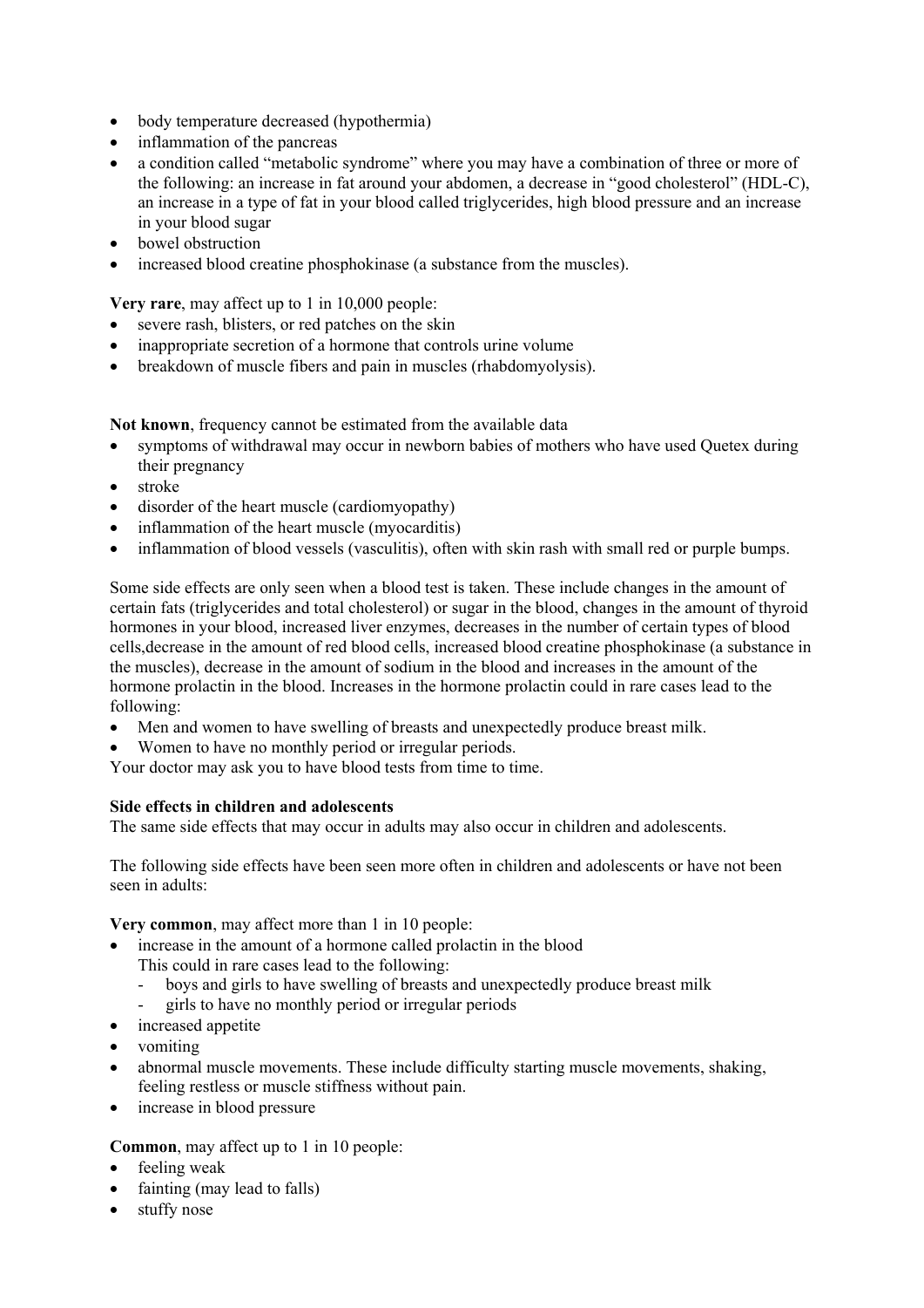- body temperature decreased (hypothermia)
- inflammation of the pancreas
- a condition called "metabolic syndrome" where you may have a combination of three or more of the following: an increase in fat around your abdomen, a decrease in "good cholesterol" (HDL-C), an increase in a type of fat in your blood called triglycerides, high blood pressure and an increase in your blood sugar
- bowel obstruction
- increased blood creatine phosphokinase (a substance from the muscles).

**Very rare**, may affect up to 1 in 10,000 people:
- severe rash, blisters, or red patches on the skin
- inappropriate secretion of a hormone that controls urine volume
- breakdown of muscle fibers and pain in muscles (rhabdomyolysis).

**Not known**, frequency cannot be estimated from the available data
- symptoms of withdrawal may occur in newborn babies of mothers who have used Quetex during their pregnancy
- stroke
- disorder of the heart muscle (cardiomyopathy)
- inflammation of the heart muscle (myocarditis)
- inflammation of blood vessels (vasculitis), often with skin rash with small red or purple bumps.

Some side effects are only seen when a blood test is taken. These include changes in the amount of certain fats (triglycerides and total cholesterol) or sugar in the blood, changes in the amount of thyroid hormones in your blood, increased liver enzymes, decreases in the number of certain types of blood cells,decrease in the amount of red blood cells, increased blood creatine phosphokinase (a substance in the muscles), decrease in the amount of sodium in the blood and increases in the amount of the hormone prolactin in the blood. Increases in the hormone prolactin could in rare cases lead to the following:
- Men and women to have swelling of breasts and unexpectedly produce breast milk.
- Women to have no monthly period or irregular periods.

Your doctor may ask you to have blood tests from time to time.

**Side effects in children and adolescents**

The same side effects that may occur in adults may also occur in children and adolescents.

The following side effects have been seen more often in children and adolescents or have not been seen in adults:

**Very common**, may affect more than 1 in 10 people:
- increase in the amount of a hormone called prolactin in the blood
  This could in rare cases lead to the following:
  - boys and girls to have swelling of breasts and unexpectedly produce breast milk
  - girls to have no monthly period or irregular periods
- increased appetite
- vomiting
- abnormal muscle movements. These include difficulty starting muscle movements, shaking, feeling restless or muscle stiffness without pain.
- increase in blood pressure

**Common**, may affect up to 1 in 10 people:
- feeling weak
- fainting (may lead to falls)
- stuffy nose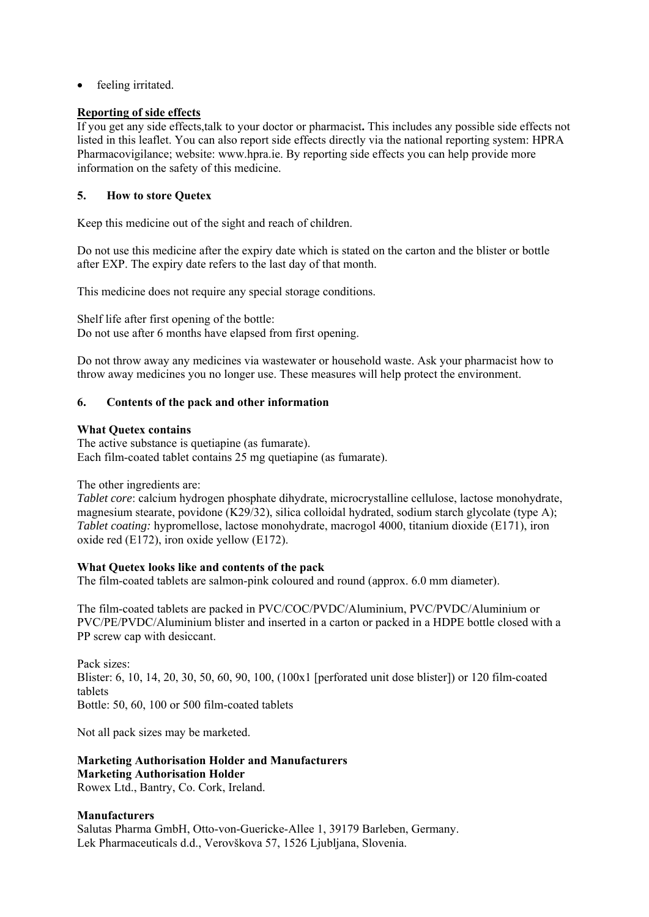- feeling irritated.

**Reporting of side effects**

If you get any side effects,talk to your doctor or pharmacist**.** This includes any possible side effects not listed in this leaflet. You can also report side effects directly via the national reporting system: HPRA Pharmacovigilance; website: www.hpra.ie. By reporting side effects you can help provide more information on the safety of this medicine.

## 5. How to store Quetex

Keep this medicine out of the sight and reach of children.

Do not use this medicine after the expiry date which is stated on the carton and the blister or bottle after EXP. The expiry date refers to the last day of that month.

This medicine does not require any special storage conditions.

Shelf life after first opening of the bottle:
Do not use after 6 months have elapsed from first opening.

Do not throw away any medicines via wastewater or household waste. Ask your pharmacist how to throw away medicines you no longer use. These measures will help protect the environment.

## 6. Contents of the pack and other information

**What Quetex contains**

The active substance is quetiapine (as fumarate).
Each film-coated tablet contains 25 mg quetiapine (as fumarate).

The other ingredients are:
*Tablet core*: calcium hydrogen phosphate dihydrate, microcrystalline cellulose, lactose monohydrate, magnesium stearate, povidone (K29/32), silica colloidal hydrated, sodium starch glycolate (type A);
*Tablet coating:* hypromellose, lactose monohydrate, macrogol 4000, titanium dioxide (E171), iron oxide red (E172), iron oxide yellow (E172).

**What Quetex looks like and contents of the pack**

The film-coated tablets are salmon-pink coloured and round (approx. 6.0 mm diameter).

The film-coated tablets are packed in PVC/COC/PVDC/Aluminium, PVC/PVDC/Aluminium or PVC/PE/PVDC/Aluminium blister and inserted in a carton or packed in a HDPE bottle closed with a PP screw cap with desiccant.

Pack sizes:
Blister: 6, 10, 14, 20, 30, 50, 60, 90, 100, (100x1 [perforated unit dose blister]) or 120 film-coated tablets
Bottle: 50, 60, 100 or 500 film-coated tablets

Not all pack sizes may be marketed.

**Marketing Authorisation Holder and Manufacturers**

**Marketing Authorisation Holder**

Rowex Ltd., Bantry, Co. Cork, Ireland.

**Manufacturers**

Salutas Pharma GmbH, Otto-von-Guericke-Allee 1, 39179 Barleben, Germany.
Lek Pharmaceuticals d.d., Verovškova 57, 1526 Ljubljana, Slovenia.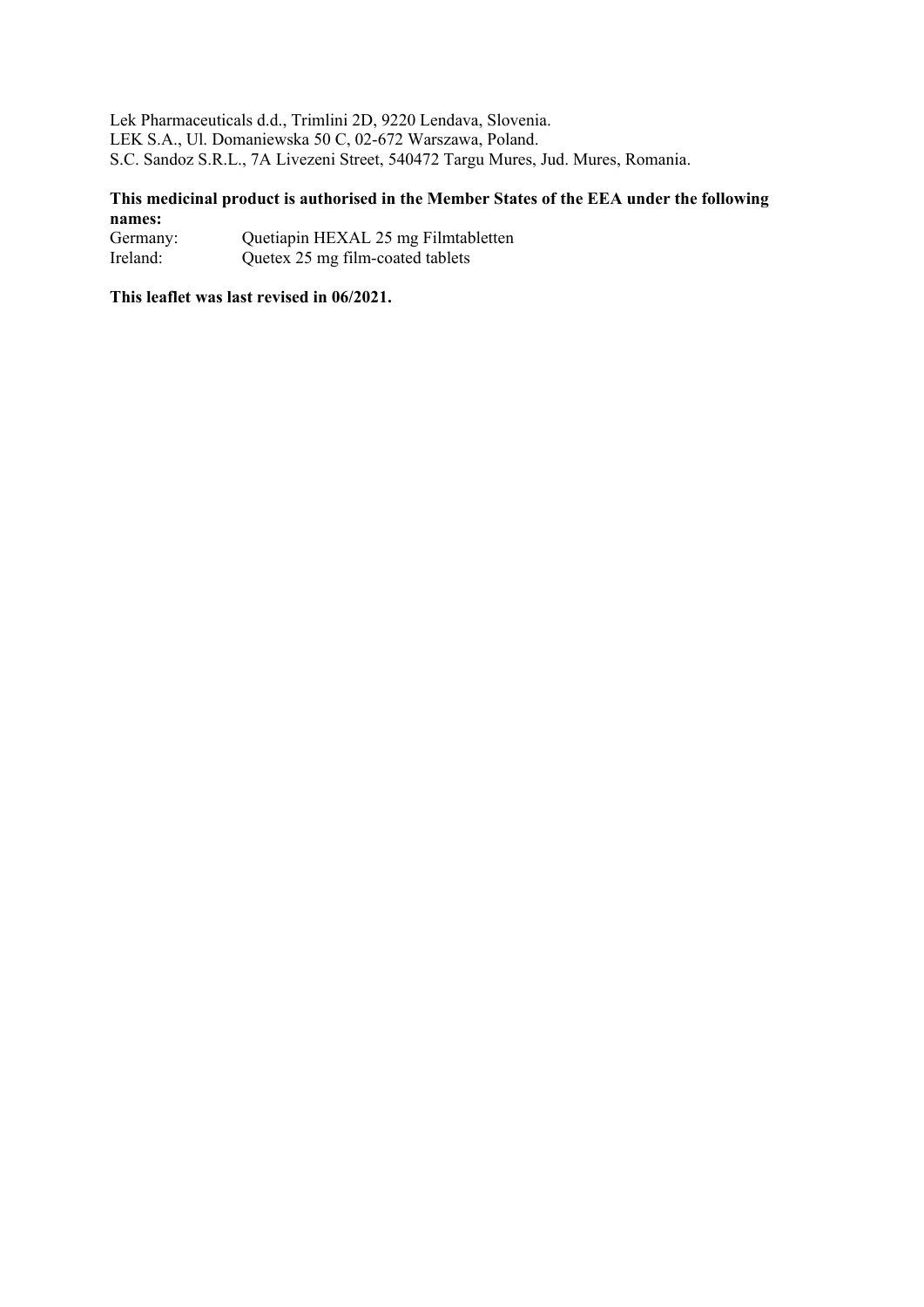Lek Pharmaceuticals d.d., Trimlini 2D, 9220 Lendava, Slovenia.
LEK S.A., Ul. Domaniewska 50 C, 02-672 Warszawa, Poland.
S.C. Sandoz S.R.L., 7A Livezeni Street, 540472 Targu Mures, Jud. Mures, Romania.

**This medicinal product is authorised in the Member States of the EEA under the following names:**

| | |
|---|---|
| Germany: | Quetiapin HEXAL 25 mg Filmtabletten |
| Ireland: | Quetex 25 mg film-coated tablets |

**This leaflet was last revised in 06/2021.**